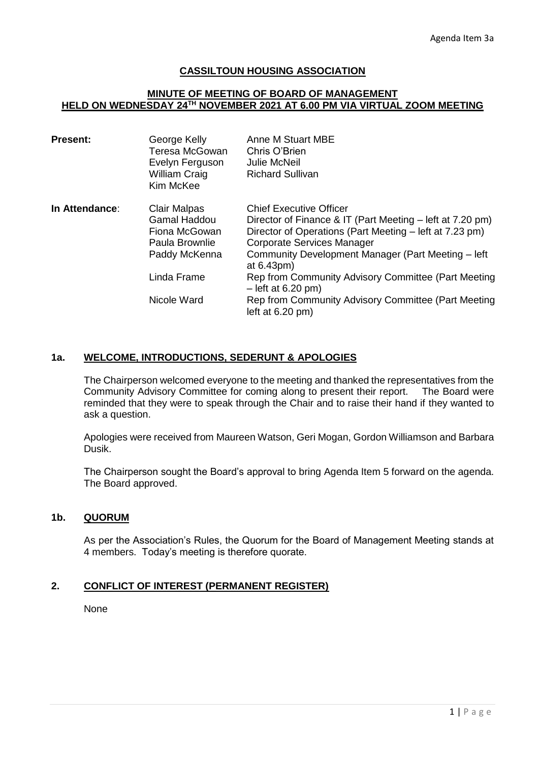Agenda Item 3a

# CASSILTOUN HOUSING ASSOCIATION

## MINUTE OF MEETING OF BOARD OF MANAGEMENT HELD ON WEDNESDAY 24TH NOVEMBER 2021 AT 6.00 PM VIA VIRTUAL ZOOM MEETING

| | | |
|---|---|---|
| **Present:** | George Kelly | Anne M Stuart MBE |
| | Teresa McGowan | Chris O'Brien |
| | Evelyn Ferguson | Julie McNeil |
| | William Craig | Richard Sullivan |
| | Kim McKee | |
| **In Attendance:** | Clair Malpas | Chief Executive Officer |
| | Gamal Haddou | Director of Finance & IT (Part Meeting – left at 7.20 pm) |
| | Fiona McGowan | Director of Operations (Part Meeting – left at 7.23 pm) |
| | Paula Brownlie | Corporate Services Manager |
| | Paddy McKenna | Community Development Manager (Part Meeting – left at 6.43pm) |
| | Linda Frame | Rep from Community Advisory Committee (Part Meeting – left at 6.20 pm) |
| | Nicole Ward | Rep from Community Advisory Committee (Part Meeting left at 6.20 pm) |

### 1a. WELCOME, INTRODUCTIONS, SEDERUNT & APOLOGIES

The Chairperson welcomed everyone to the meeting and thanked the representatives from the Community Advisory Committee for coming along to present their report. The Board were reminded that they were to speak through the Chair and to raise their hand if they wanted to ask a question.

Apologies were received from Maureen Watson, Geri Mogan, Gordon Williamson and Barbara Dusik.

The Chairperson sought the Board's approval to bring Agenda Item 5 forward on the agenda. The Board approved.

### 1b. QUORUM

As per the Association's Rules, the Quorum for the Board of Management Meeting stands at 4 members. Today's meeting is therefore quorate.

### 2. CONFLICT OF INTEREST (PERMANENT REGISTER)

None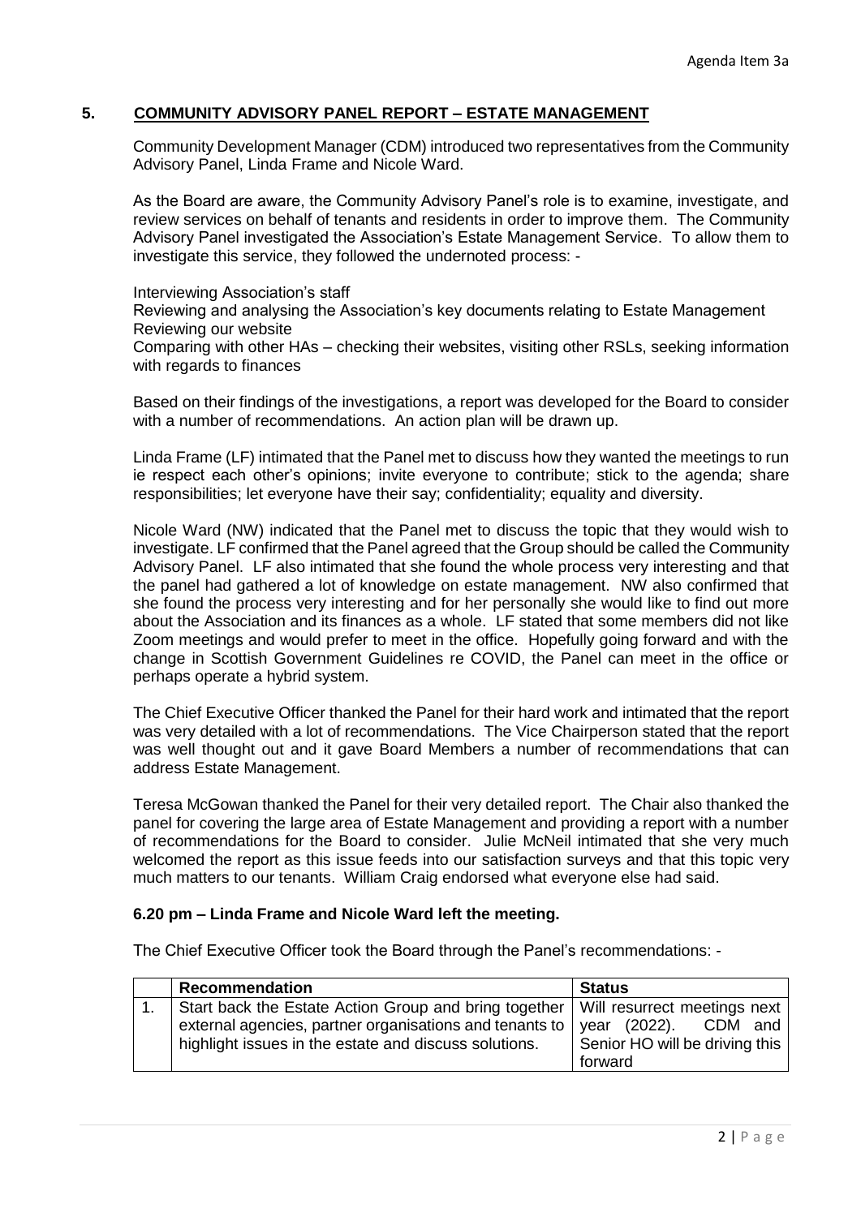## 5. COMMUNITY ADVISORY PANEL REPORT – ESTATE MANAGEMENT

Community Development Manager (CDM) introduced two representatives from the Community Advisory Panel, Linda Frame and Nicole Ward.

As the Board are aware, the Community Advisory Panel's role is to examine, investigate, and review services on behalf of tenants and residents in order to improve them. The Community Advisory Panel investigated the Association's Estate Management Service. To allow them to investigate this service, they followed the undernoted process: -

Interviewing Association's staff
Reviewing and analysing the Association's key documents relating to Estate Management
Reviewing our website
Comparing with other HAs – checking their websites, visiting other RSLs, seeking information with regards to finances

Based on their findings of the investigations, a report was developed for the Board to consider with a number of recommendations. An action plan will be drawn up.

Linda Frame (LF) intimated that the Panel met to discuss how they wanted the meetings to run ie respect each other's opinions; invite everyone to contribute; stick to the agenda; share responsibilities; let everyone have their say; confidentiality; equality and diversity.

Nicole Ward (NW) indicated that the Panel met to discuss the topic that they would wish to investigate. LF confirmed that the Panel agreed that the Group should be called the Community Advisory Panel. LF also intimated that she found the whole process very interesting and that the panel had gathered a lot of knowledge on estate management. NW also confirmed that she found the process very interesting and for her personally she would like to find out more about the Association and its finances as a whole. LF stated that some members did not like Zoom meetings and would prefer to meet in the office. Hopefully going forward and with the change in Scottish Government Guidelines re COVID, the Panel can meet in the office or perhaps operate a hybrid system.

The Chief Executive Officer thanked the Panel for their hard work and intimated that the report was very detailed with a lot of recommendations. The Vice Chairperson stated that the report was well thought out and it gave Board Members a number of recommendations that can address Estate Management.

Teresa McGowan thanked the Panel for their very detailed report. The Chair also thanked the panel for covering the large area of Estate Management and providing a report with a number of recommendations for the Board to consider. Julie McNeil intimated that she very much welcomed the report as this issue feeds into our satisfaction surveys and that this topic very much matters to our tenants. William Craig endorsed what everyone else had said.

**6.20 pm – Linda Frame and Nicole Ward left the meeting.**

The Chief Executive Officer took the Board through the Panel's recommendations: -

| | Recommendation | Status |
|---|---|---|
| 1. | Start back the Estate Action Group and bring together external agencies, partner organisations and tenants to highlight issues in the estate and discuss solutions. | Will resurrect meetings next year (2022). CDM and Senior HO will be driving this forward |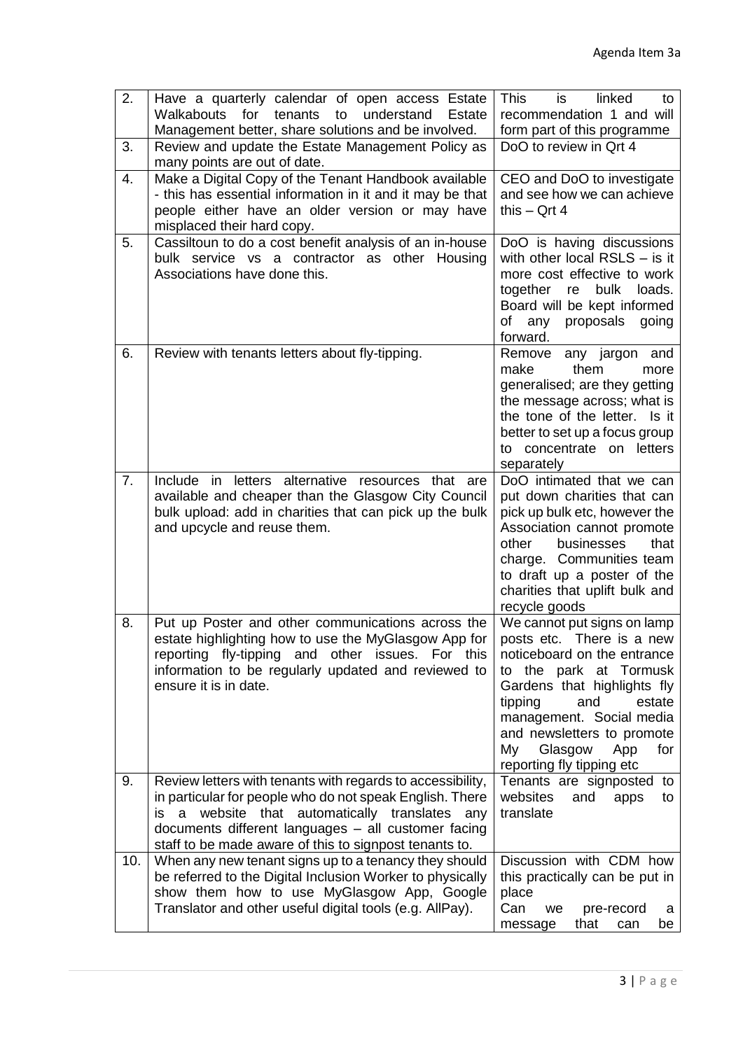| 2. | Have a quarterly calendar of open access Estate Walkabouts for tenants to understand Estate Management better, share solutions and be involved. | This is linked to recommendation 1 and will form part of this programme |
|---|---|---|
| 3. | Review and update the Estate Management Policy as many points are out of date. | DoO to review in Qrt 4 |
| 4. | Make a Digital Copy of the Tenant Handbook available - this has essential information in it and it may be that people either have an older version or may have misplaced their hard copy. | CEO and DoO to investigate and see how we can achieve this – Qrt 4 |
| 5. | Cassiltoun to do a cost benefit analysis of an in-house bulk service vs a contractor as other Housing Associations have done this. | DoO is having discussions with other local RSLS – is it more cost effective to work together re bulk loads. Board will be kept informed of any proposals going forward. |
| 6. | Review with tenants letters about fly-tipping. | Remove any jargon and make them more generalised; are they getting the message across; what is the tone of the letter. Is it better to set up a focus group to concentrate on letters separately |
| 7. | Include in letters alternative resources that are available and cheaper than the Glasgow City Council bulk upload: add in charities that can pick up the bulk and upcycle and reuse them. | DoO intimated that we can put down charities that can pick up bulk etc, however the Association cannot promote other businesses that charge. Communities team to draft up a poster of the charities that uplift bulk and recycle goods |
| 8. | Put up Poster and other communications across the estate highlighting how to use the MyGlasgow App for reporting fly-tipping and other issues. For this information to be regularly updated and reviewed to ensure it is in date. | We cannot put signs on lamp posts etc. There is a new noticeboard on the entrance to the park at Tormusk Gardens that highlights fly tipping and estate management. Social media and newsletters to promote My Glasgow App for reporting fly tipping etc |
| 9. | Review letters with tenants with regards to accessibility, in particular for people who do not speak English. There is a website that automatically translates any documents different languages – all customer facing staff to be made aware of this to signpost tenants to. | Tenants are signposted to websites and apps to translate |
| 10. | When any new tenant signs up to a tenancy they should be referred to the Digital Inclusion Worker to physically show them how to use MyGlasgow App, Google Translator and other useful digital tools (e.g. AllPay). | Discussion with CDM how this practically can be put in place<br>Can we pre-record a message that can be |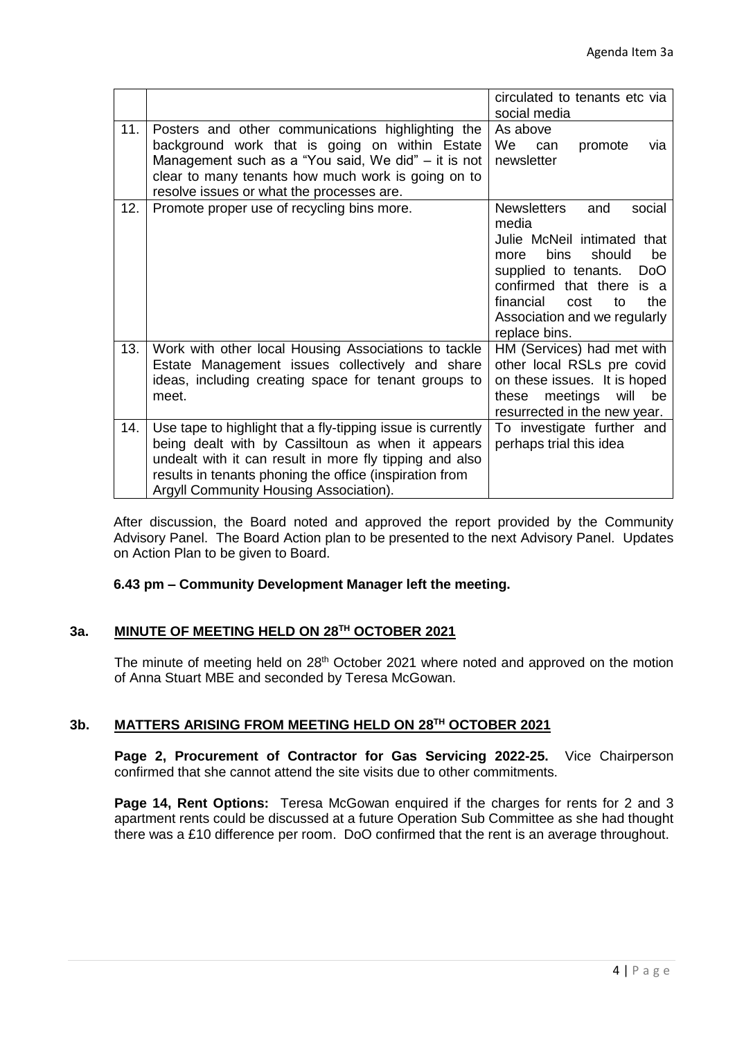| | | |
|---|---|---|
| | | circulated to tenants etc via social media |
| 11. | Posters and other communications highlighting the background work that is going on within Estate Management such as a "You said, We did" – it is not clear to many tenants how much work is going on to resolve issues or what the processes are. | As above<br>We can promote via newsletter |
| 12. | Promote proper use of recycling bins more. | Newsletters and social media<br>Julie McNeil intimated that more bins should be supplied to tenants. DoO confirmed that there is a financial cost to the Association and we regularly replace bins. |
| 13. | Work with other local Housing Associations to tackle Estate Management issues collectively and share ideas, including creating space for tenant groups to meet. | HM (Services) had met with other local RSLs pre covid on these issues. It is hoped these meetings will be resurrected in the new year. |
| 14. | Use tape to highlight that a fly-tipping issue is currently being dealt with by Cassiltoun as when it appears undealt with it can result in more fly tipping and also results in tenants phoning the office (inspiration from Argyll Community Housing Association). | To investigate further and perhaps trial this idea |

After discussion, the Board noted and approved the report provided by the Community Advisory Panel. The Board Action plan to be presented to the next Advisory Panel. Updates on Action Plan to be given to Board.

**6.43 pm – Community Development Manager left the meeting.**

## 3a. MINUTE OF MEETING HELD ON 28TH OCTOBER 2021

The minute of meeting held on 28th October 2021 where noted and approved on the motion of Anna Stuart MBE and seconded by Teresa McGowan.

## 3b. MATTERS ARISING FROM MEETING HELD ON 28TH OCTOBER 2021

**Page 2, Procurement of Contractor for Gas Servicing 2022-25.** Vice Chairperson confirmed that she cannot attend the site visits due to other commitments.

**Page 14, Rent Options:** Teresa McGowan enquired if the charges for rents for 2 and 3 apartment rents could be discussed at a future Operation Sub Committee as she had thought there was a £10 difference per room. DoO confirmed that the rent is an average throughout.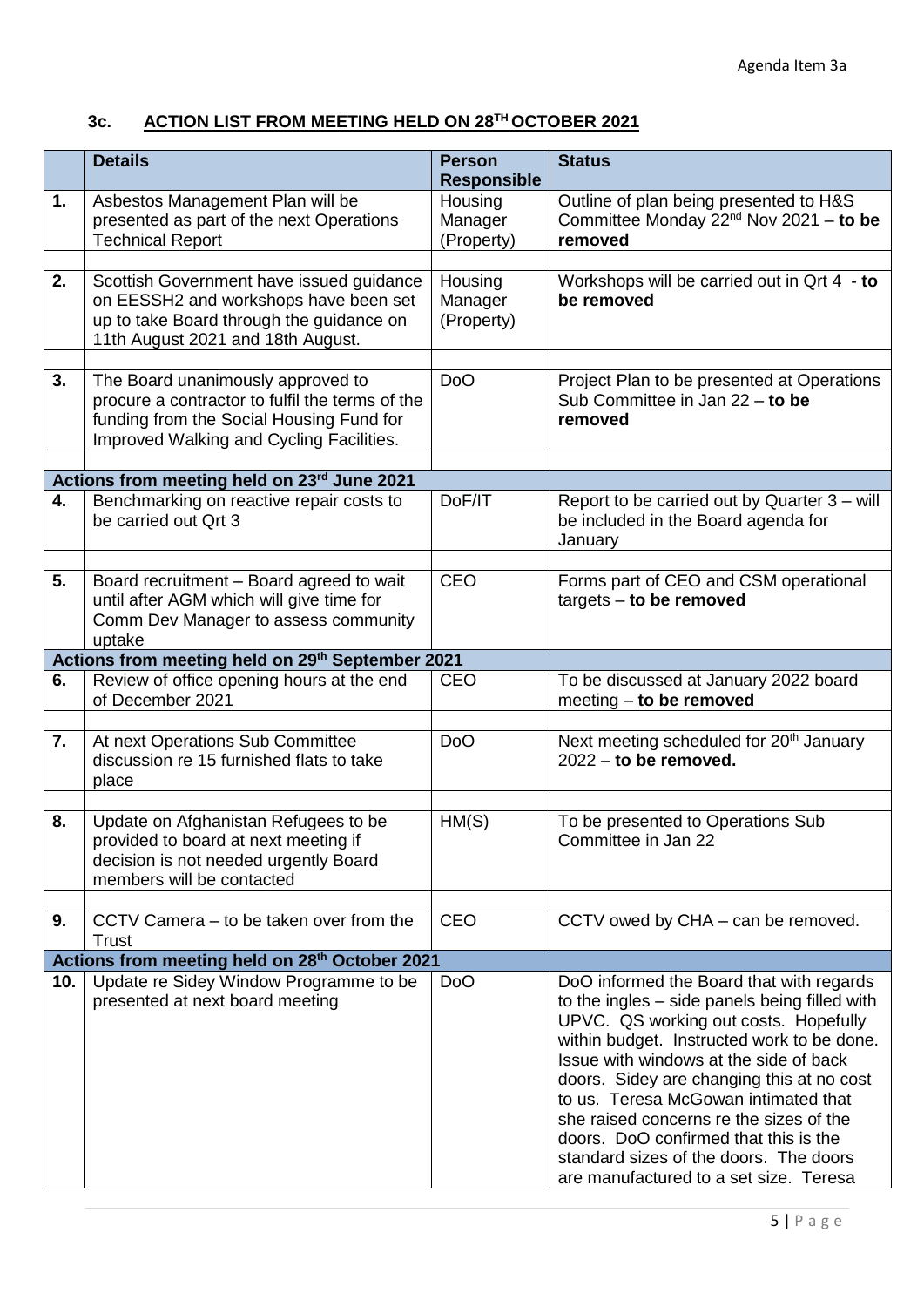### 3c. ACTION LIST FROM MEETING HELD ON 28TH OCTOBER 2021

| | Details | Person Responsible | Status |
|---|---|---|---|
| **1.** | Asbestos Management Plan will be presented as part of the next Operations Technical Report | Housing Manager (Property) | Outline of plan being presented to H&S Committee Monday 22nd Nov 2021 – **to be removed** |
| **2.** | Scottish Government have issued guidance on EESSH2 and workshops have been set up to take Board through the guidance on 11th August 2021 and 18th August. | Housing Manager (Property) | Workshops will be carried out in Qrt 4 - **to be removed** |
| **3.** | The Board unanimously approved to procure a contractor to fulfil the terms of the funding from the Social Housing Fund for Improved Walking and Cycling Facilities. | DoO | Project Plan to be presented at Operations Sub Committee in Jan 22 – **to be removed** |
| | **Actions from meeting held on 23rd June 2021** | | |
| **4.** | Benchmarking on reactive repair costs to be carried out Qrt 3 | DoF/IT | Report to be carried out by Quarter 3 – will be included in the Board agenda for January |
| **5.** | Board recruitment – Board agreed to wait until after AGM which will give time for Comm Dev Manager to assess community uptake | CEO | Forms part of CEO and CSM operational targets – **to be removed** |
| | **Actions from meeting held on 29th September 2021** | | |
| **6.** | Review of office opening hours at the end of December 2021 | CEO | To be discussed at January 2022 board meeting – **to be removed** |
| **7.** | At next Operations Sub Committee discussion re 15 furnished flats to take place | DoO | Next meeting scheduled for 20th January 2022 – **to be removed.** |
| **8.** | Update on Afghanistan Refugees to be provided to board at next meeting if decision is not needed urgently Board members will be contacted | HM(S) | To be presented to Operations Sub Committee in Jan 22 |
| **9.** | CCTV Camera – to be taken over from the Trust | CEO | CCTV owed by CHA – can be removed. |
| | **Actions from meeting held on 28th October 2021** | | |
| **10.** | Update re Sidey Window Programme to be presented at next board meeting | DoO | DoO informed the Board that with regards to the ingles – side panels being filled with UPVC. QS working out costs. Hopefully within budget. Instructed work to be done. Issue with windows at the side of back doors. Sidey are changing this at no cost to us. Teresa McGowan intimated that she raised concerns re the sizes of the doors. DoO confirmed that this is the standard sizes of the doors. The doors are manufactured to a set size. Teresa |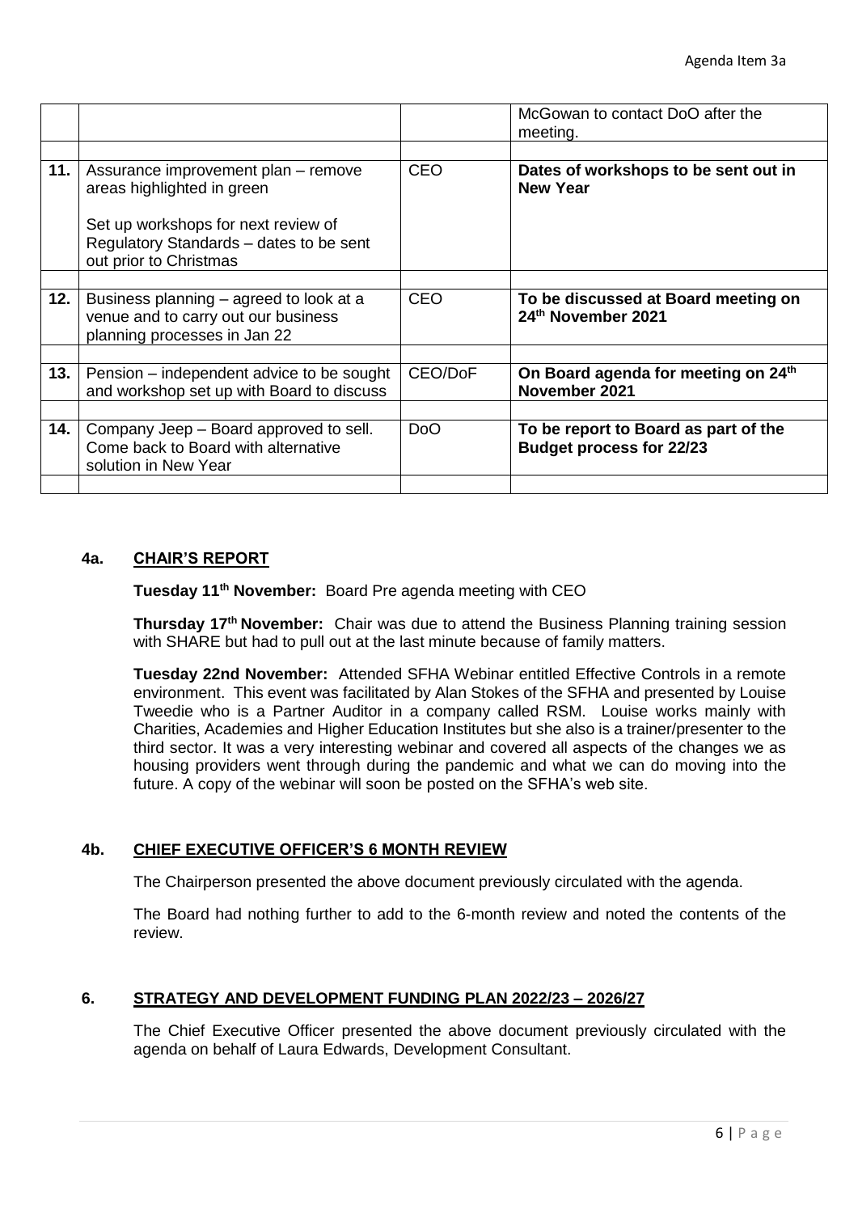|  |  |  | McGowan to contact DoO after the meeting. |
|---|---|---|---|
|  |  |  |  |
| 11. | Assurance improvement plan – remove areas highlighted in green<br><br>Set up workshops for next review of Regulatory Standards – dates to be sent out prior to Christmas | CEO | **Dates of workshops to be sent out in New Year** |
|  |  |  |  |
| 12. | Business planning – agreed to look at a venue and to carry out our business planning processes in Jan 22 | CEO | **To be discussed at Board meeting on 24th November 2021** |
|  |  |  |  |
| 13. | Pension – independent advice to be sought and workshop set up with Board to discuss | CEO/DoF | **On Board agenda for meeting on 24th November 2021** |
|  |  |  |  |
| 14. | Company Jeep – Board approved to sell. Come back to Board with alternative solution in New Year | DoO | **To be report to Board as part of the Budget process for 22/23** |
|  |  |  |  |

## 4a. CHAIR'S REPORT

**Tuesday 11th November:** Board Pre agenda meeting with CEO

**Thursday 17th November:** Chair was due to attend the Business Planning training session with SHARE but had to pull out at the last minute because of family matters.

**Tuesday 22nd November:** Attended SFHA Webinar entitled Effective Controls in a remote environment. This event was facilitated by Alan Stokes of the SFHA and presented by Louise Tweedie who is a Partner Auditor in a company called RSM. Louise works mainly with Charities, Academies and Higher Education Institutes but she also is a trainer/presenter to the third sector. It was a very interesting webinar and covered all aspects of the changes we as housing providers went through during the pandemic and what we can do moving into the future. A copy of the webinar will soon be posted on the SFHA's web site.

## 4b. CHIEF EXECUTIVE OFFICER'S 6 MONTH REVIEW

The Chairperson presented the above document previously circulated with the agenda.

The Board had nothing further to add to the 6-month review and noted the contents of the review.

## 6. STRATEGY AND DEVELOPMENT FUNDING PLAN 2022/23 – 2026/27

The Chief Executive Officer presented the above document previously circulated with the agenda on behalf of Laura Edwards, Development Consultant.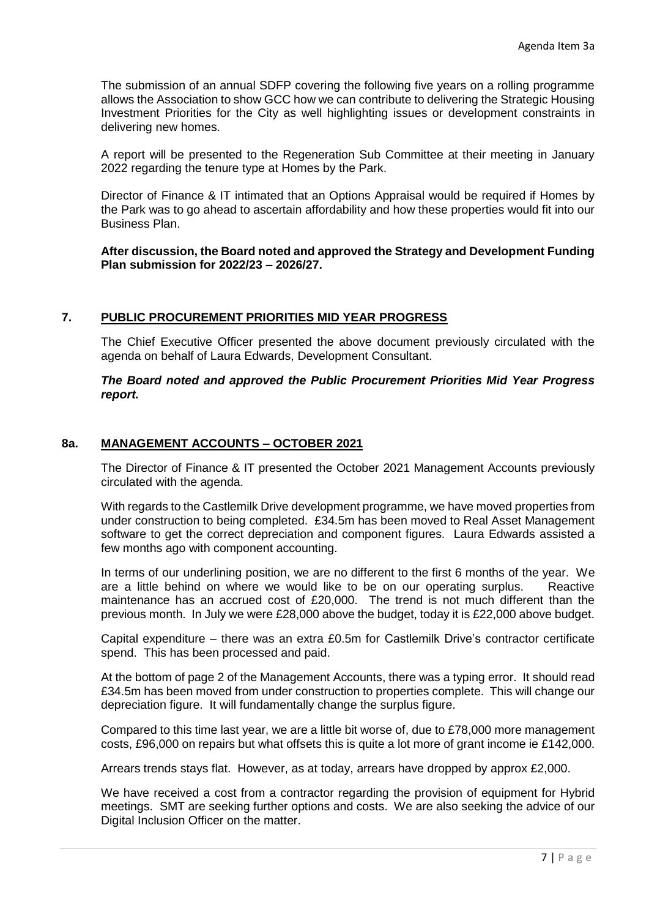The submission of an annual SDFP covering the following five years on a rolling programme allows the Association to show GCC how we can contribute to delivering the Strategic Housing Investment Priorities for the City as well highlighting issues or development constraints in delivering new homes.

A report will be presented to the Regeneration Sub Committee at their meeting in January 2022 regarding the tenure type at Homes by the Park.

Director of Finance & IT intimated that an Options Appraisal would be required if Homes by the Park was to go ahead to ascertain affordability and how these properties would fit into our Business Plan.

**After discussion, the Board noted and approved the Strategy and Development Funding Plan submission for 2022/23 – 2026/27.**

## 7. PUBLIC PROCUREMENT PRIORITIES MID YEAR PROGRESS

The Chief Executive Officer presented the above document previously circulated with the agenda on behalf of Laura Edwards, Development Consultant.

***The Board noted and approved the Public Procurement Priorities Mid Year Progress report.***

## 8a. MANAGEMENT ACCOUNTS – OCTOBER 2021

The Director of Finance & IT presented the October 2021 Management Accounts previously circulated with the agenda.

With regards to the Castlemilk Drive development programme, we have moved properties from under construction to being completed. £34.5m has been moved to Real Asset Management software to get the correct depreciation and component figures. Laura Edwards assisted a few months ago with component accounting.

In terms of our underlining position, we are no different to the first 6 months of the year. We are a little behind on where we would like to be on our operating surplus. Reactive maintenance has an accrued cost of £20,000. The trend is not much different than the previous month. In July we were £28,000 above the budget, today it is £22,000 above budget.

Capital expenditure – there was an extra £0.5m for Castlemilk Drive's contractor certificate spend. This has been processed and paid.

At the bottom of page 2 of the Management Accounts, there was a typing error. It should read £34.5m has been moved from under construction to properties complete. This will change our depreciation figure. It will fundamentally change the surplus figure.

Compared to this time last year, we are a little bit worse of, due to £78,000 more management costs, £96,000 on repairs but what offsets this is quite a lot more of grant income ie £142,000.

Arrears trends stays flat. However, as at today, arrears have dropped by approx £2,000.

We have received a cost from a contractor regarding the provision of equipment for Hybrid meetings. SMT are seeking further options and costs. We are also seeking the advice of our Digital Inclusion Officer on the matter.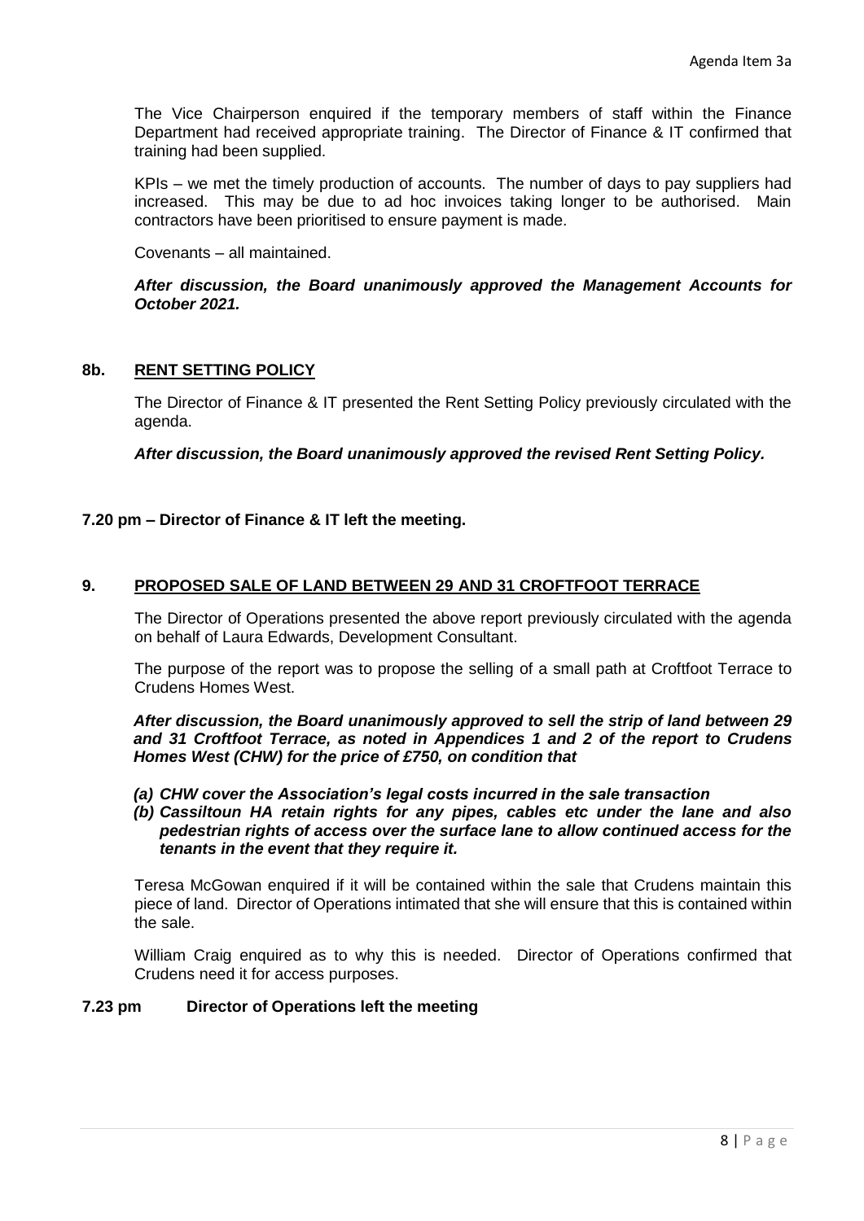The Vice Chairperson enquired if the temporary members of staff within the Finance Department had received appropriate training. The Director of Finance & IT confirmed that training had been supplied.

KPIs – we met the timely production of accounts. The number of days to pay suppliers had increased. This may be due to ad hoc invoices taking longer to be authorised. Main contractors have been prioritised to ensure payment is made.

Covenants – all maintained.

***After discussion, the Board unanimously approved the Management Accounts for October 2021.***

## 8b. RENT SETTING POLICY

The Director of Finance & IT presented the Rent Setting Policy previously circulated with the agenda.

***After discussion, the Board unanimously approved the revised Rent Setting Policy.***

**7.20 pm – Director of Finance & IT left the meeting.**

## 9. PROPOSED SALE OF LAND BETWEEN 29 AND 31 CROFTFOOT TERRACE

The Director of Operations presented the above report previously circulated with the agenda on behalf of Laura Edwards, Development Consultant.

The purpose of the report was to propose the selling of a small path at Croftfoot Terrace to Crudens Homes West.

***After discussion, the Board unanimously approved to sell the strip of land between 29 and 31 Croftfoot Terrace, as noted in Appendices 1 and 2 of the report to Crudens Homes West (CHW) for the price of £750, on condition that***

***(a) CHW cover the Association's legal costs incurred in the sale transaction***
***(b) Cassiltoun HA retain rights for any pipes, cables etc under the lane and also pedestrian rights of access over the surface lane to allow continued access for the tenants in the event that they require it.***

Teresa McGowan enquired if it will be contained within the sale that Crudens maintain this piece of land. Director of Operations intimated that she will ensure that this is contained within the sale.

William Craig enquired as to why this is needed. Director of Operations confirmed that Crudens need it for access purposes.

**7.23 pm Director of Operations left the meeting**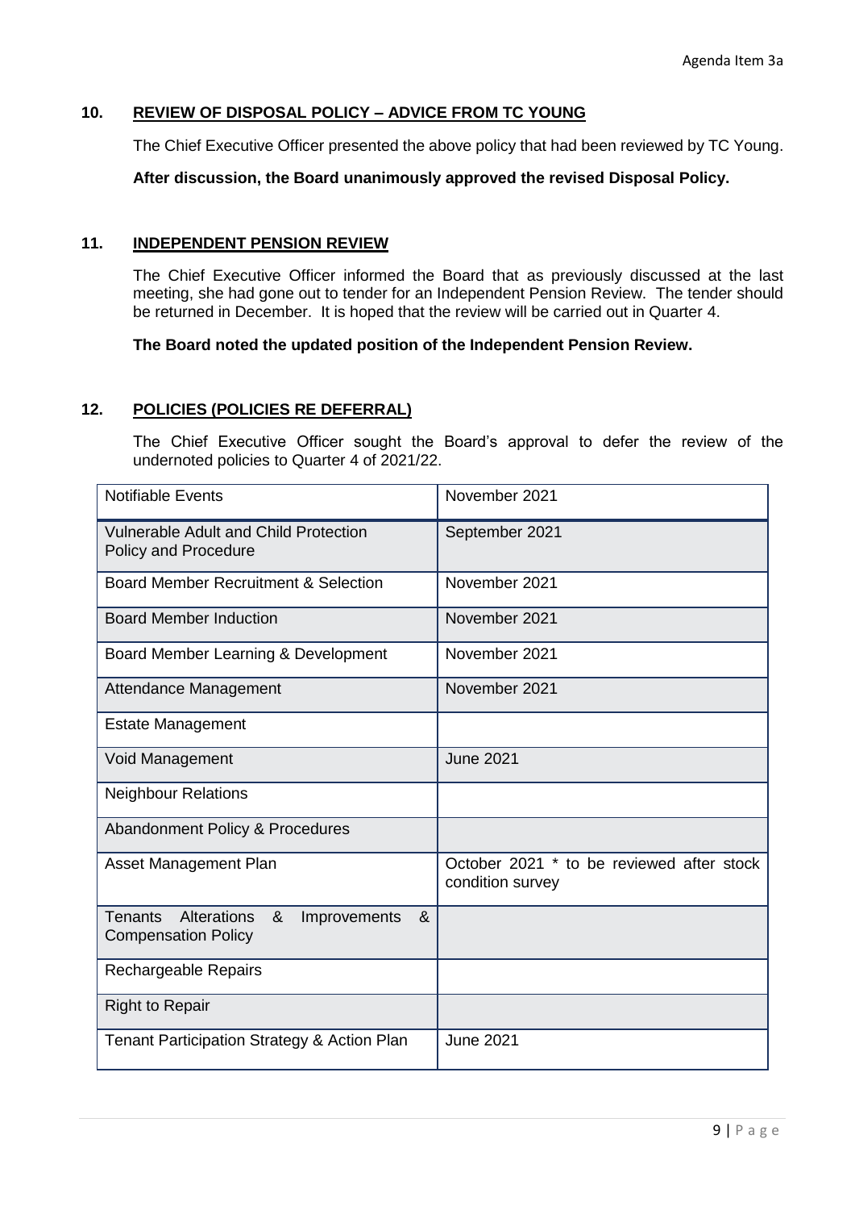Agenda Item 3a

## 10. REVIEW OF DISPOSAL POLICY – ADVICE FROM TC YOUNG

The Chief Executive Officer presented the above policy that had been reviewed by TC Young.

**After discussion, the Board unanimously approved the revised Disposal Policy.**

## 11. INDEPENDENT PENSION REVIEW

The Chief Executive Officer informed the Board that as previously discussed at the last meeting, she had gone out to tender for an Independent Pension Review. The tender should be returned in December. It is hoped that the review will be carried out in Quarter 4.

**The Board noted the updated position of the Independent Pension Review.**

## 12. POLICIES (POLICIES RE DEFERRAL)

The Chief Executive Officer sought the Board's approval to defer the review of the undernoted policies to Quarter 4 of 2021/22.

| | |
|---|---|
| Notifiable Events | November 2021 |
| Vulnerable Adult and Child Protection Policy and Procedure | September 2021 |
| Board Member Recruitment & Selection | November 2021 |
| Board Member Induction | November 2021 |
| Board Member Learning & Development | November 2021 |
| Attendance Management | November 2021 |
| Estate Management | |
| Void Management | June 2021 |
| Neighbour Relations | |
| Abandonment Policy & Procedures | |
| Asset Management Plan | October 2021 * to be reviewed after stock condition survey |
| Tenants Alterations & Improvements & Compensation Policy | |
| Rechargeable Repairs | |
| Right to Repair | |
| Tenant Participation Strategy & Action Plan | June 2021 |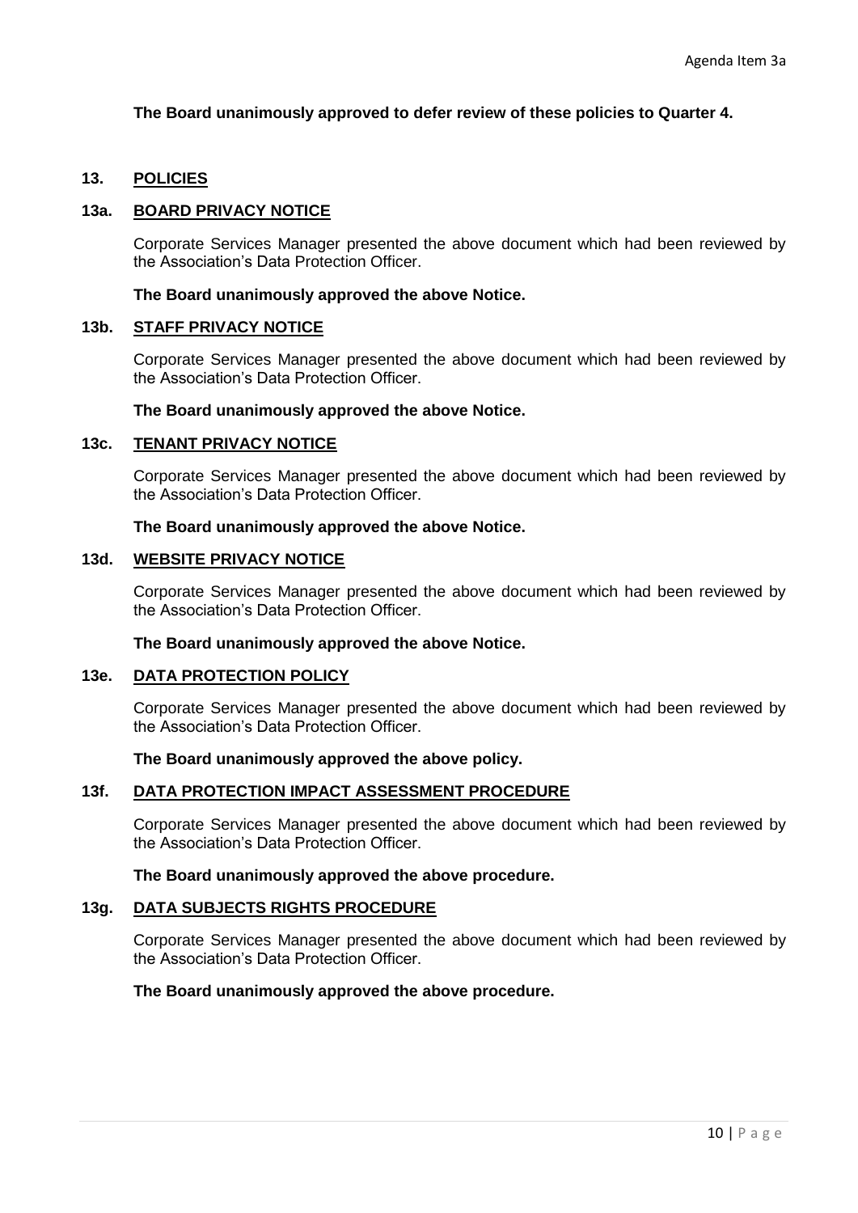**The Board unanimously approved to defer review of these policies to Quarter 4.**

## 13. POLICIES

### 13a. BOARD PRIVACY NOTICE

Corporate Services Manager presented the above document which had been reviewed by the Association's Data Protection Officer.

**The Board unanimously approved the above Notice.**

### 13b. STAFF PRIVACY NOTICE

Corporate Services Manager presented the above document which had been reviewed by the Association's Data Protection Officer.

**The Board unanimously approved the above Notice.**

### 13c. TENANT PRIVACY NOTICE

Corporate Services Manager presented the above document which had been reviewed by the Association's Data Protection Officer.

**The Board unanimously approved the above Notice.**

### 13d. WEBSITE PRIVACY NOTICE

Corporate Services Manager presented the above document which had been reviewed by the Association's Data Protection Officer.

**The Board unanimously approved the above Notice.**

### 13e. DATA PROTECTION POLICY

Corporate Services Manager presented the above document which had been reviewed by the Association's Data Protection Officer.

**The Board unanimously approved the above policy.**

### 13f. DATA PROTECTION IMPACT ASSESSMENT PROCEDURE

Corporate Services Manager presented the above document which had been reviewed by the Association's Data Protection Officer.

**The Board unanimously approved the above procedure.**

### 13g. DATA SUBJECTS RIGHTS PROCEDURE

Corporate Services Manager presented the above document which had been reviewed by the Association's Data Protection Officer.

**The Board unanimously approved the above procedure.**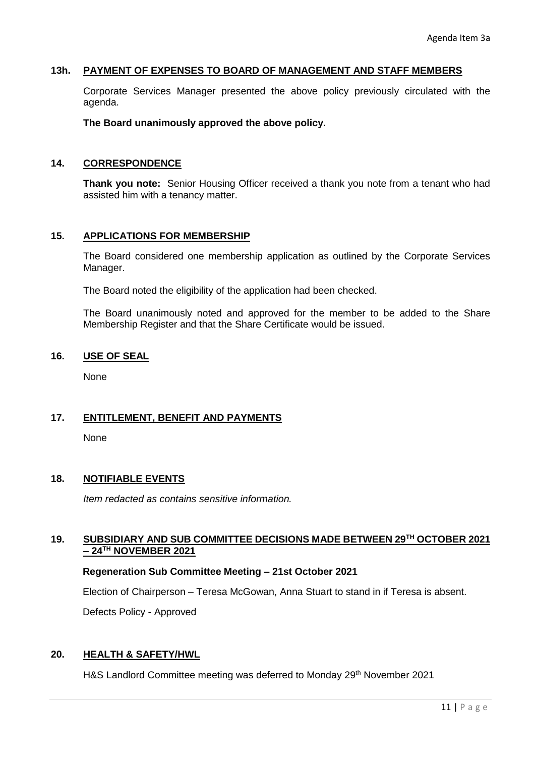Agenda Item 3a

## 13h. PAYMENT OF EXPENSES TO BOARD OF MANAGEMENT AND STAFF MEMBERS

Corporate Services Manager presented the above policy previously circulated with the agenda.

**The Board unanimously approved the above policy.**

## 14. CORRESPONDENCE

**Thank you note:** Senior Housing Officer received a thank you note from a tenant who had assisted him with a tenancy matter.

## 15. APPLICATIONS FOR MEMBERSHIP

The Board considered one membership application as outlined by the Corporate Services Manager.

The Board noted the eligibility of the application had been checked.

The Board unanimously noted and approved for the member to be added to the Share Membership Register and that the Share Certificate would be issued.

## 16. USE OF SEAL

None

## 17. ENTITLEMENT, BENEFIT AND PAYMENTS

None

## 18. NOTIFIABLE EVENTS

*Item redacted as contains sensitive information.*

## 19. SUBSIDIARY AND SUB COMMITTEE DECISIONS MADE BETWEEN 29TH OCTOBER 2021 – 24TH NOVEMBER 2021

**Regeneration Sub Committee Meeting – 21st October 2021**

Election of Chairperson – Teresa McGowan, Anna Stuart to stand in if Teresa is absent.

Defects Policy - Approved

## 20. HEALTH & SAFETY/HWL

H&S Landlord Committee meeting was deferred to Monday 29th November 2021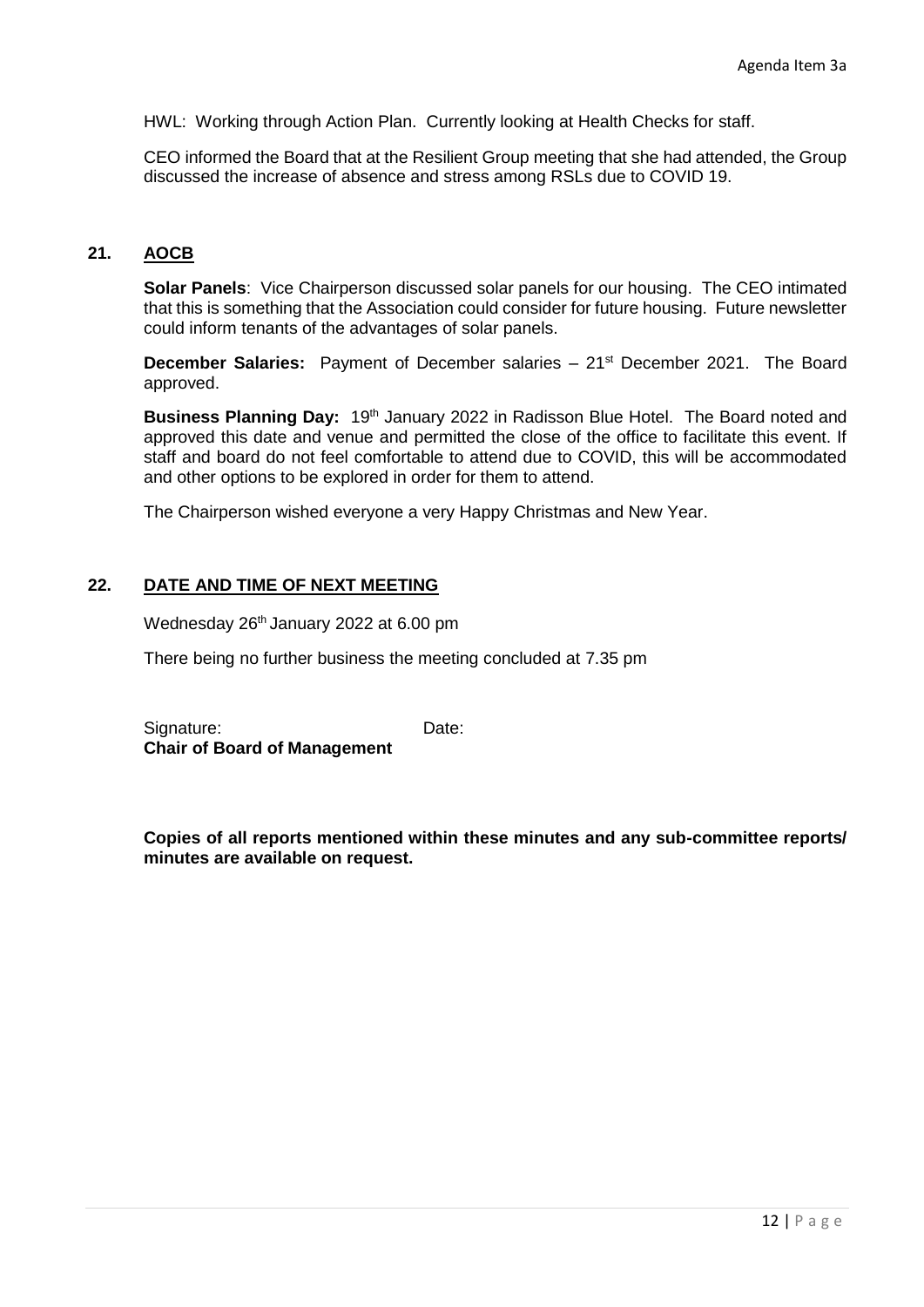HWL: Working through Action Plan. Currently looking at Health Checks for staff.

CEO informed the Board that at the Resilient Group meeting that she had attended, the Group discussed the increase of absence and stress among RSLs due to COVID 19.

## 21. AOCB

**Solar Panels**: Vice Chairperson discussed solar panels for our housing. The CEO intimated that this is something that the Association could consider for future housing. Future newsletter could inform tenants of the advantages of solar panels.

**December Salaries:** Payment of December salaries – 21st December 2021. The Board approved.

**Business Planning Day:** 19th January 2022 in Radisson Blue Hotel. The Board noted and approved this date and venue and permitted the close of the office to facilitate this event. If staff and board do not feel comfortable to attend due to COVID, this will be accommodated and other options to be explored in order for them to attend.

The Chairperson wished everyone a very Happy Christmas and New Year.

## 22. DATE AND TIME OF NEXT MEETING

Wednesday 26th January 2022 at 6.00 pm

There being no further business the meeting concluded at 7.35 pm

Signature: Date:
**Chair of Board of Management**

**Copies of all reports mentioned within these minutes and any sub-committee reports/ minutes are available on request.**